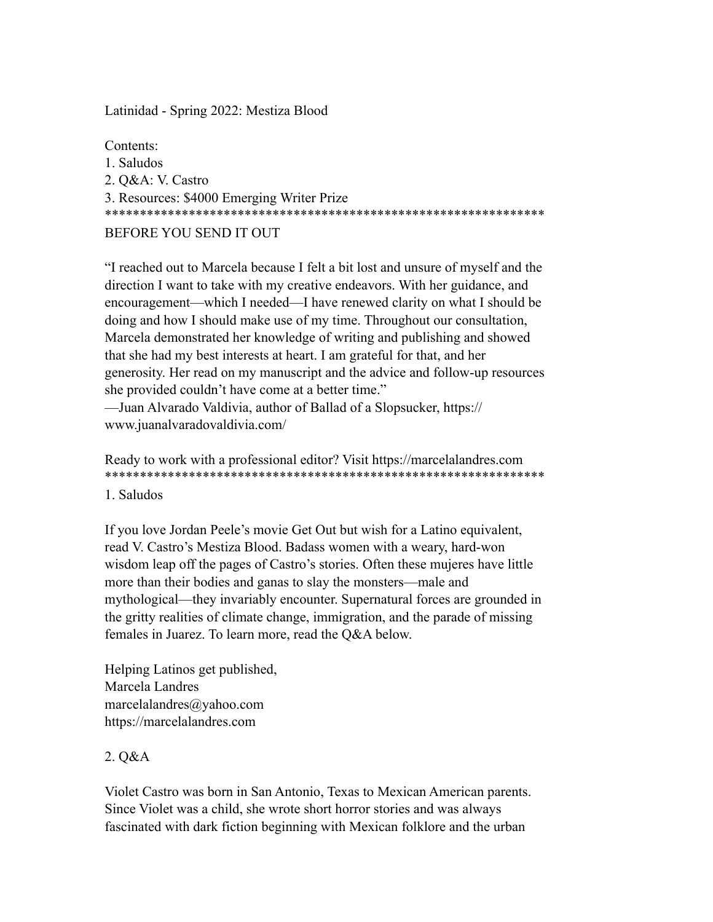Latinidad - Spring 2022: Mestiza Blood

Contents:
1. Saludos
2. Q&A: V. Castro
3. Resources: $4000 Emerging Writer Prize

****************************************************************

BEFORE YOU SEND IT OUT

"I reached out to Marcela because I felt a bit lost and unsure of myself and the direction I want to take with my creative endeavors. With her guidance, and encouragement—which I needed—I have renewed clarity on what I should be doing and how I should make use of my time. Throughout our consultation, Marcela demonstrated her knowledge of writing and publishing and showed that she had my best interests at heart. I am grateful for that, and her generosity. Her read on my manuscript and the advice and follow-up resources she provided couldn't have come at a better time."
—Juan Alvarado Valdivia, author of Ballad of a Slopsucker, https://www.juanalvaradovaldivia.com/

Ready to work with a professional editor? Visit https://marcelalandres.com

****************************************************************

1. Saludos

If you love Jordan Peele's movie Get Out but wish for a Latino equivalent, read V. Castro's Mestiza Blood. Badass women with a weary, hard-won wisdom leap off the pages of Castro's stories. Often these mujeres have little more than their bodies and ganas to slay the monsters—male and mythological—they invariably encounter. Supernatural forces are grounded in the gritty realities of climate change, immigration, and the parade of missing females in Juarez. To learn more, read the Q&A below.

Helping Latinos get published,
Marcela Landres
marcelalandres@yahoo.com
https://marcelalandres.com

2. Q&A

Violet Castro was born in San Antonio, Texas to Mexican American parents. Since Violet was a child, she wrote short horror stories and was always fascinated with dark fiction beginning with Mexican folklore and the urban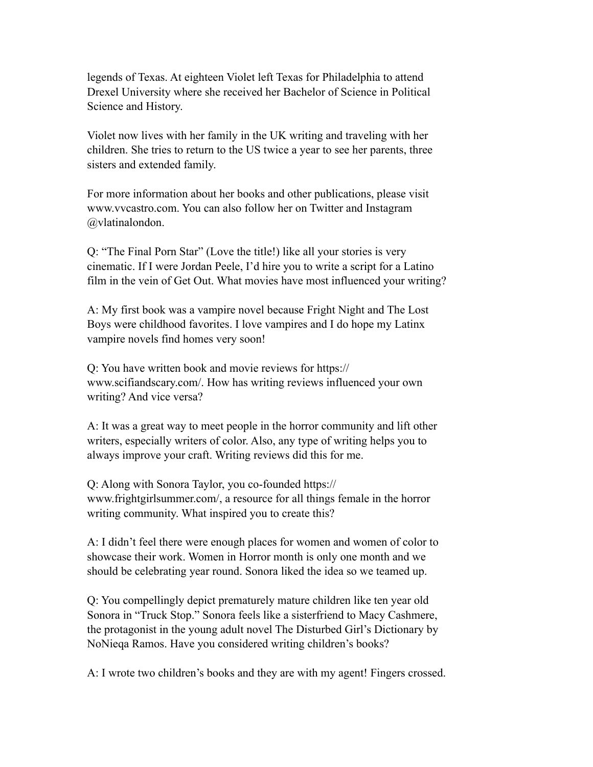legends of Texas. At eighteen Violet left Texas for Philadelphia to attend Drexel University where she received her Bachelor of Science in Political Science and History.

Violet now lives with her family in the UK writing and traveling with her children. She tries to return to the US twice a year to see her parents, three sisters and extended family.

For more information about her books and other publications, please visit www.vvcastro.com. You can also follow her on Twitter and Instagram @vlatinalondon.

Q: "The Final Porn Star" (Love the title!) like all your stories is very cinematic. If I were Jordan Peele, I'd hire you to write a script for a Latino film in the vein of Get Out. What movies have most influenced your writing?

A: My first book was a vampire novel because Fright Night and The Lost Boys were childhood favorites. I love vampires and I do hope my Latinx vampire novels find homes very soon!

Q: You have written book and movie reviews for https://www.scifiandscary.com/. How has writing reviews influenced your own writing? And vice versa?

A: It was a great way to meet people in the horror community and lift other writers, especially writers of color. Also, any type of writing helps you to always improve your craft. Writing reviews did this for me.

Q: Along with Sonora Taylor, you co-founded https://www.frightgirlsummer.com/, a resource for all things female in the horror writing community. What inspired you to create this?

A: I didn't feel there were enough places for women and women of color to showcase their work. Women in Horror month is only one month and we should be celebrating year round. Sonora liked the idea so we teamed up.

Q: You compellingly depict prematurely mature children like ten year old Sonora in "Truck Stop." Sonora feels like a sisterfriend to Macy Cashmere, the protagonist in the young adult novel The Disturbed Girl's Dictionary by NoNieqa Ramos. Have you considered writing children's books?

A: I wrote two children's books and they are with my agent! Fingers crossed.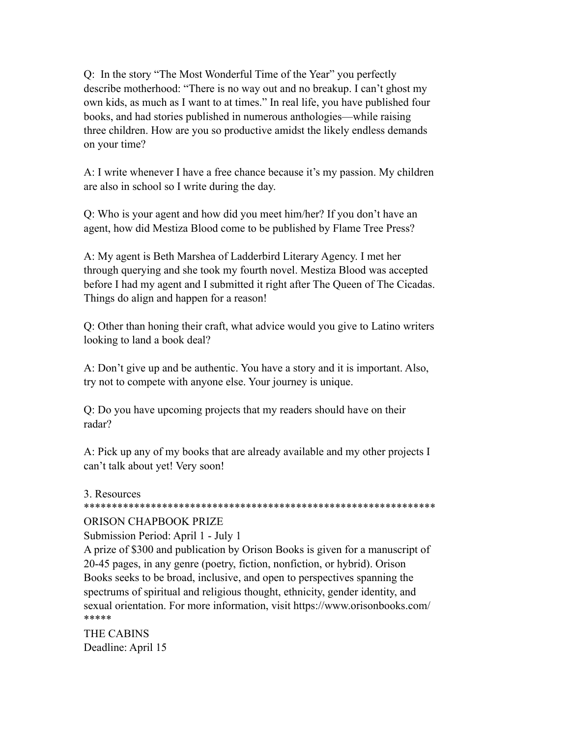Q: In the story "The Most Wonderful Time of the Year" you perfectly describe motherhood: "There is no way out and no breakup. I can't ghost my own kids, as much as I want to at times." In real life, you have published four books, and had stories published in numerous anthologies—while raising three children. How are you so productive amidst the likely endless demands on your time?

A: I write whenever I have a free chance because it's my passion. My children are also in school so I write during the day.

Q: Who is your agent and how did you meet him/her? If you don't have an agent, how did Mestiza Blood come to be published by Flame Tree Press?

A: My agent is Beth Marshea of Ladderbird Literary Agency. I met her through querying and she took my fourth novel. Mestiza Blood was accepted before I had my agent and I submitted it right after The Queen of The Cicadas. Things do align and happen for a reason!

Q: Other than honing their craft, what advice would you give to Latino writers looking to land a book deal?

A: Don't give up and be authentic. You have a story and it is important. Also, try not to compete with anyone else. Your journey is unique.

Q: Do you have upcoming projects that my readers should have on their radar?

A: Pick up any of my books that are already available and my other projects I can't talk about yet! Very soon!

3. Resources

*****************************************************************

ORISON CHAPBOOK PRIZE

Submission Period: April 1 - July 1

A prize of $300 and publication by Orison Books is given for a manuscript of 20-45 pages, in any genre (poetry, fiction, nonfiction, or hybrid). Orison Books seeks to be broad, inclusive, and open to perspectives spanning the spectrums of spiritual and religious thought, ethnicity, gender identity, and sexual orientation. For more information, visit https://www.orisonbooks.com/

*****

THE CABINS

Deadline: April 15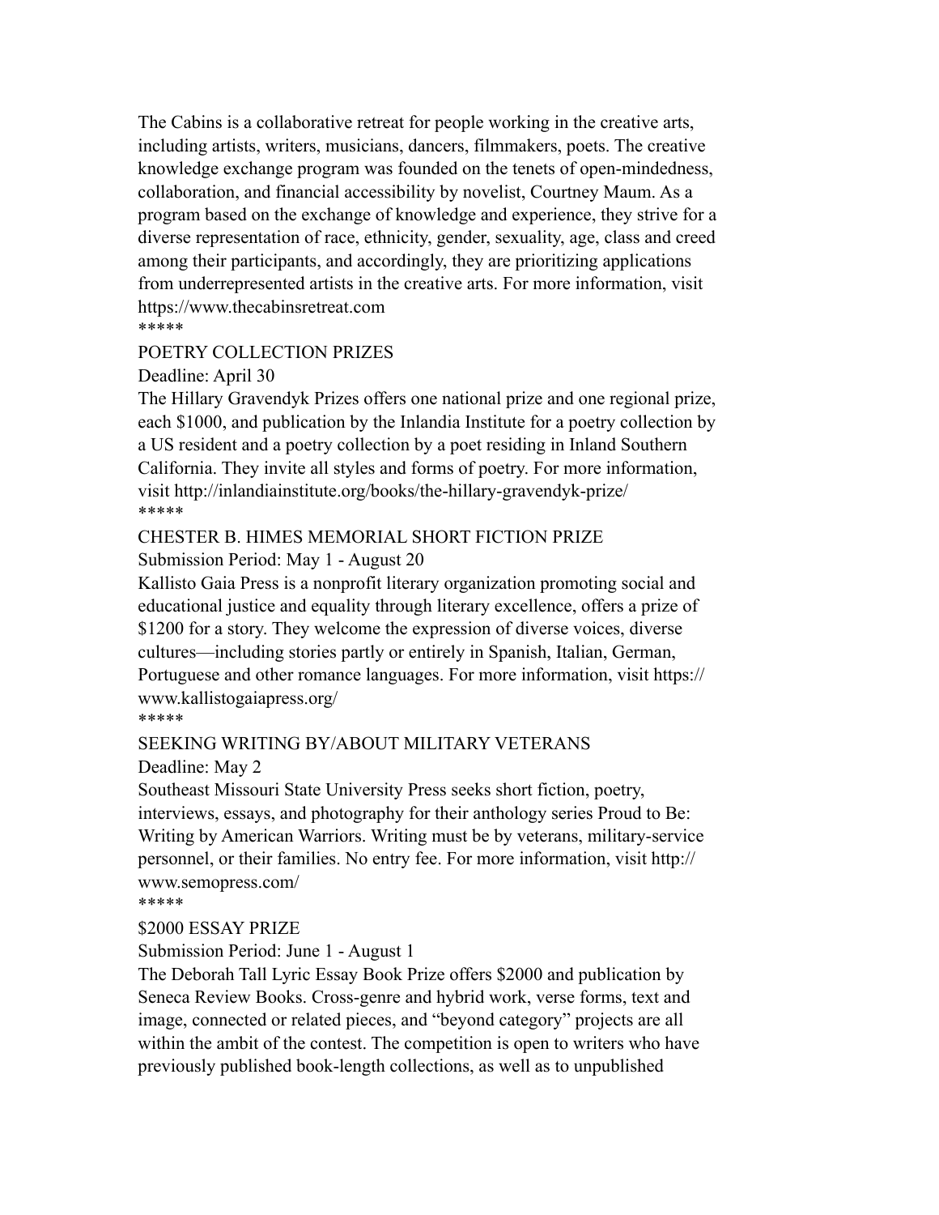The Cabins is a collaborative retreat for people working in the creative arts, including artists, writers, musicians, dancers, filmmakers, poets. The creative knowledge exchange program was founded on the tenets of open-mindedness, collaboration, and financial accessibility by novelist, Courtney Maum. As a program based on the exchange of knowledge and experience, they strive for a diverse representation of race, ethnicity, gender, sexuality, age, class and creed among their participants, and accordingly, they are prioritizing applications from underrepresented artists in the creative arts. For more information, visit https://www.thecabinsretreat.com

*****

POETRY COLLECTION PRIZES

Deadline: April 30

The Hillary Gravendyk Prizes offers one national prize and one regional prize, each $1000, and publication by the Inlandia Institute for a poetry collection by a US resident and a poetry collection by a poet residing in Inland Southern California. They invite all styles and forms of poetry. For more information, visit http://inlandiainstitute.org/books/the-hillary-gravendyk-prize/

*****

CHESTER B. HIMES MEMORIAL SHORT FICTION PRIZE

Submission Period: May 1 - August 20

Kallisto Gaia Press is a nonprofit literary organization promoting social and educational justice and equality through literary excellence, offers a prize of $1200 for a story. They welcome the expression of diverse voices, diverse cultures—including stories partly or entirely in Spanish, Italian, German, Portuguese and other romance languages. For more information, visit https://www.kallistogaiapress.org/

*****

SEEKING WRITING BY/ABOUT MILITARY VETERANS

Deadline: May 2

Southeast Missouri State University Press seeks short fiction, poetry, interviews, essays, and photography for their anthology series Proud to Be: Writing by American Warriors. Writing must be by veterans, military-service personnel, or their families. No entry fee. For more information, visit http://www.semopress.com/

*****

$2000 ESSAY PRIZE

Submission Period: June 1 - August 1

The Deborah Tall Lyric Essay Book Prize offers $2000 and publication by Seneca Review Books. Cross-genre and hybrid work, verse forms, text and image, connected or related pieces, and "beyond category" projects are all within the ambit of the contest. The competition is open to writers who have previously published book-length collections, as well as to unpublished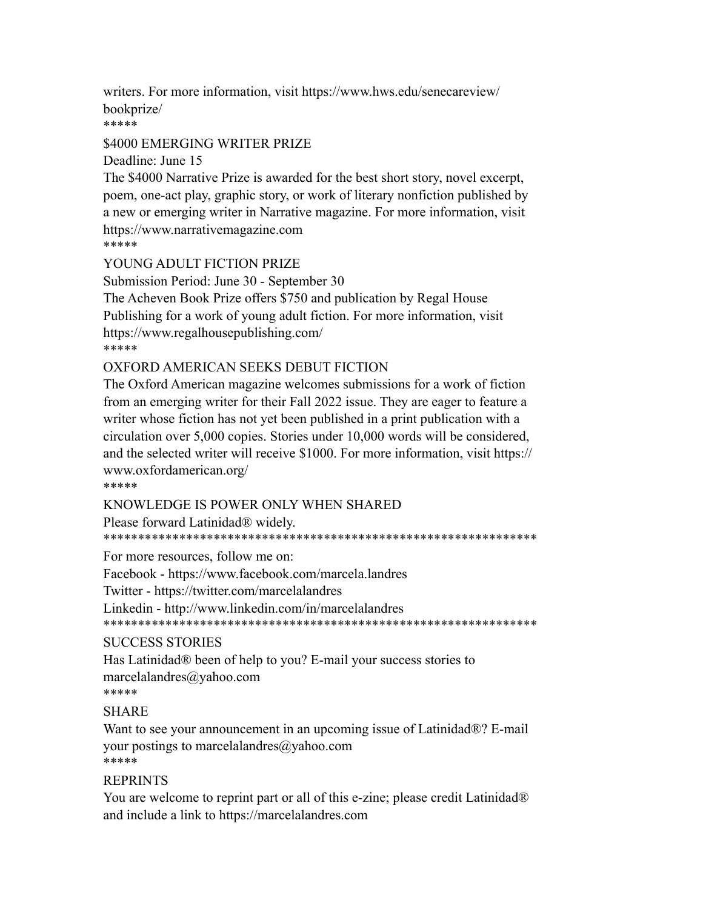writers. For more information, visit https://www.hws.edu/senecareview/bookprize/

*****

$4000 EMERGING WRITER PRIZE

Deadline: June 15

The $4000 Narrative Prize is awarded for the best short story, novel excerpt, poem, one-act play, graphic story, or work of literary nonfiction published by a new or emerging writer in Narrative magazine. For more information, visit https://www.narrativemagazine.com

*****

YOUNG ADULT FICTION PRIZE

Submission Period: June 30 - September 30

The Acheven Book Prize offers $750 and publication by Regal House Publishing for a work of young adult fiction. For more information, visit https://www.regalhousepublishing.com/

*****

OXFORD AMERICAN SEEKS DEBUT FICTION

The Oxford American magazine welcomes submissions for a work of fiction from an emerging writer for their Fall 2022 issue. They are eager to feature a writer whose fiction has not yet been published in a print publication with a circulation over 5,000 copies. Stories under 10,000 words will be considered, and the selected writer will receive $1000. For more information, visit https://www.oxfordamerican.org/

*****

KNOWLEDGE IS POWER ONLY WHEN SHARED

Please forward Latinidad® widely.

****************************************************************

For more resources, follow me on:

Facebook - https://www.facebook.com/marcela.landres

Twitter - https://twitter.com/marcelalandres

Linkedin - http://www.linkedin.com/in/marcelalandres

****************************************************************

SUCCESS STORIES

Has Latinidad® been of help to you? E-mail your success stories to marcelalandres@yahoo.com

*****

SHARE

Want to see your announcement in an upcoming issue of Latinidad®? E-mail your postings to marcelalandres@yahoo.com

*****

REPRINTS

You are welcome to reprint part or all of this e-zine; please credit Latinidad® and include a link to https://marcelalandres.com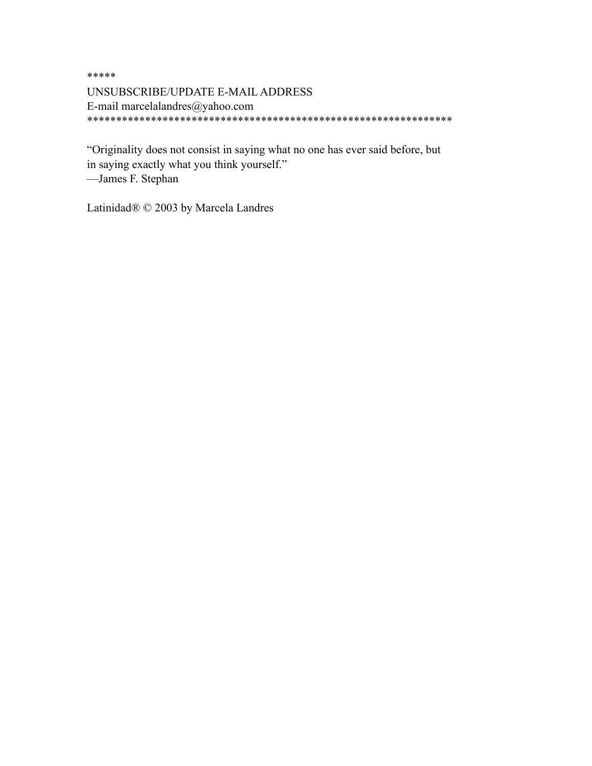*****

UNSUBSCRIBE/UPDATE E-MAIL ADDRESS

E-mail marcelalandres@yahoo.com

*************************************************************

"Originality does not consist in saying what no one has ever said before, but in saying exactly what you think yourself."
—James F. Stephan

Latinidad® © 2003 by Marcela Landres